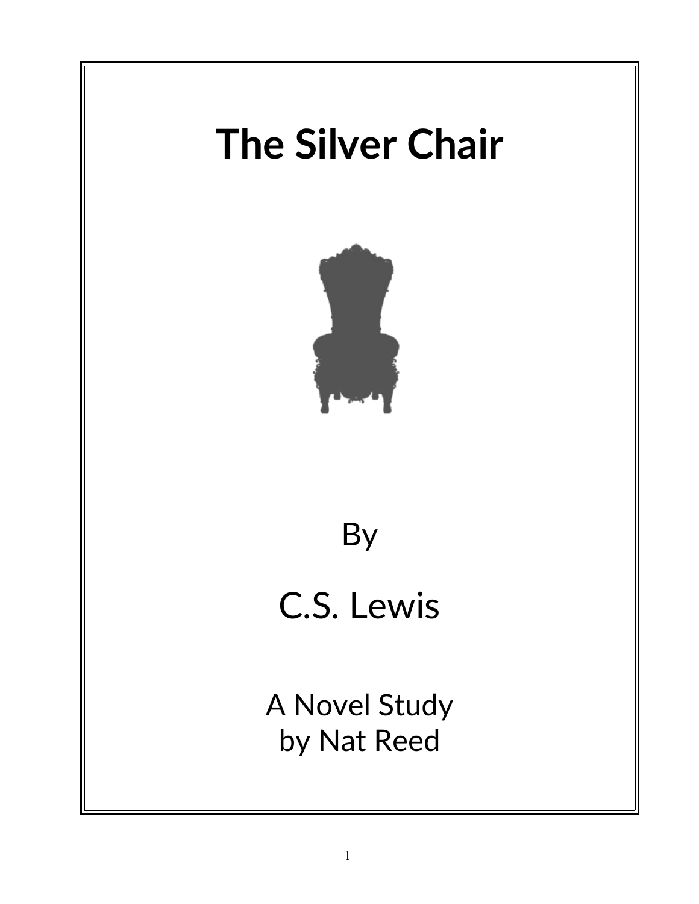# The Silver Chair

By

C.S. Lewis

A Novel Study
by Nat Reed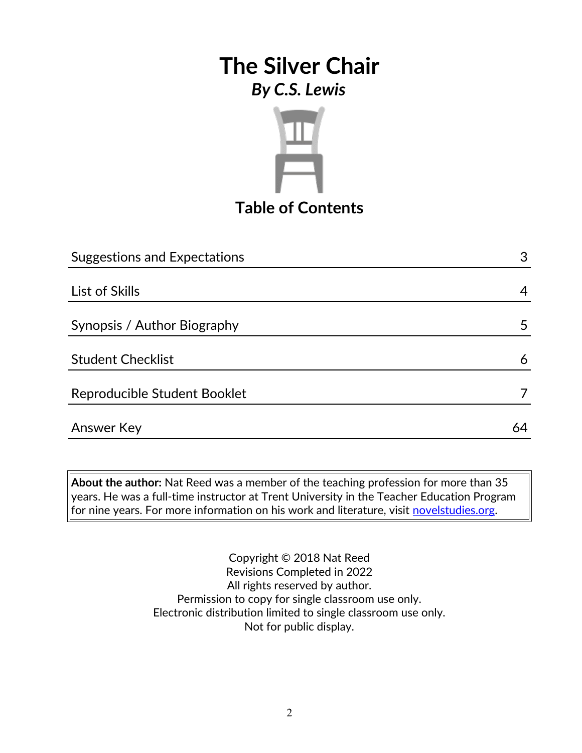# The Silver Chair

## *By C.S. Lewis*

## Table of Contents

| | |
|---|---|
| Suggestions and Expectations | 3 |
| List of Skills | 4 |
| Synopsis / Author Biography | 5 |
| Student Checklist | 6 |
| Reproducible Student Booklet | 7 |
| Answer Key | 64 |

**About the author:** Nat Reed was a member of the teaching profession for more than 35 years. He was a full-time instructor at Trent University in the Teacher Education Program for nine years. For more information on his work and literature, visit novelstudies.org.

Copyright © 2018 Nat Reed
Revisions Completed in 2022
All rights reserved by author.
Permission to copy for single classroom use only.
Electronic distribution limited to single classroom use only.
Not for public display.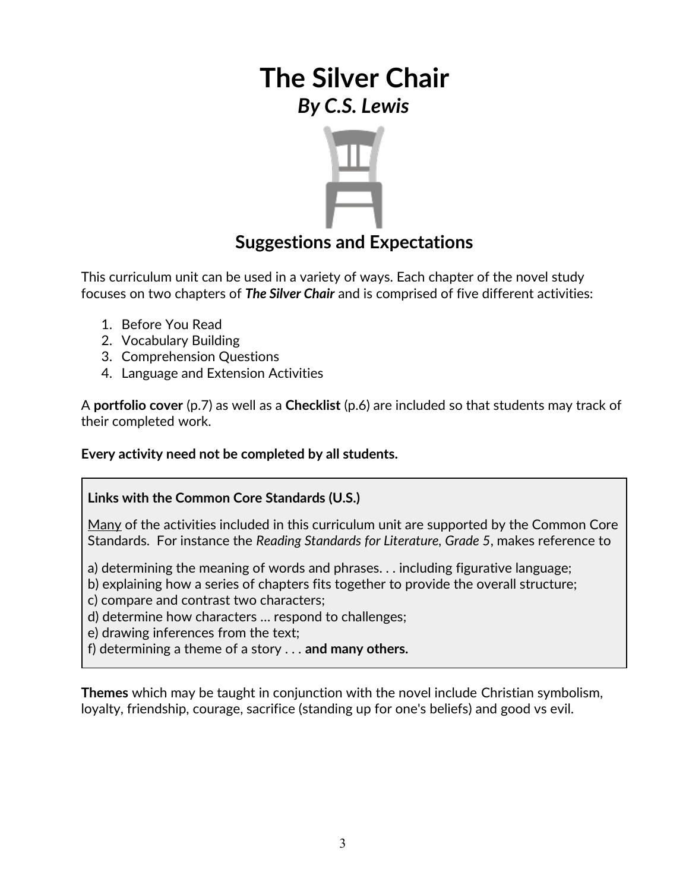# The Silver Chair

### *By C.S. Lewis*

## Suggestions and Expectations

This curriculum unit can be used in a variety of ways. Each chapter of the novel study focuses on two chapters of ***The Silver Chair*** and is comprised of five different activities:

1. Before You Read
2. Vocabulary Building
3. Comprehension Questions
4. Language and Extension Activities

A **portfolio cover** (p.7) as well as a **Checklist** (p.6) are included so that students may track of their completed work.

**Every activity need not be completed by all students.**

> **Links with the Common Core Standards (U.S.)**
>
> Many of the activities included in this curriculum unit are supported by the Common Core Standards. For instance the *Reading Standards for Literature, Grade 5*, makes reference to
>
> a) determining the meaning of words and phrases. . . including figurative language;
> b) explaining how a series of chapters fits together to provide the overall structure;
> c) compare and contrast two characters;
> d) determine how characters … respond to challenges;
> e) drawing inferences from the text;
> f) determining a theme of a story . . . **and many others.**

**Themes** which may be taught in conjunction with the novel include Christian symbolism, loyalty, friendship, courage, sacrifice (standing up for one's beliefs) and good vs evil.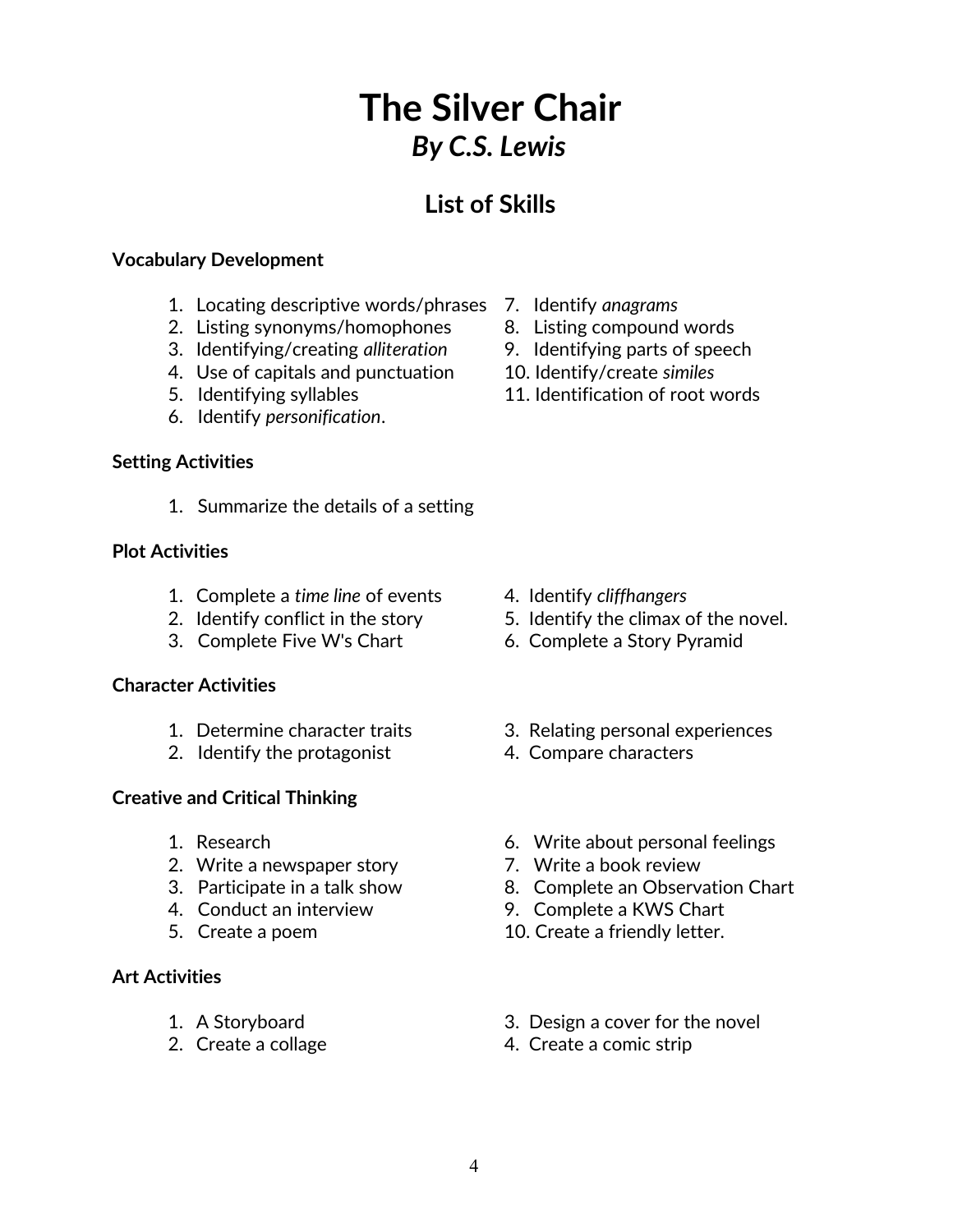# The Silver Chair
## *By C.S. Lewis*

## List of Skills

**Vocabulary Development**

1. Locating descriptive words/phrases
2. Listing synonyms/homophones
3. Identifying/creating *alliteration*
4. Use of capitals and punctuation
5. Identifying syllables
6. Identify *personification*.
7. Identify *anagrams*
8. Listing compound words
9. Identifying parts of speech
10. Identify/create *similes*
11. Identification of root words

**Setting Activities**

1. Summarize the details of a setting

**Plot Activities**

1. Complete a *time line* of events
2. Identify conflict in the story
3. Complete Five W's Chart
4. Identify *cliffhangers*
5. Identify the climax of the novel.
6. Complete a Story Pyramid

**Character Activities**

1. Determine character traits
2. Identify the protagonist
3. Relating personal experiences
4. Compare characters

**Creative and Critical Thinking**

1. Research
2. Write a newspaper story
3. Participate in a talk show
4. Conduct an interview
5. Create a poem
6. Write about personal feelings
7. Write a book review
8. Complete an Observation Chart
9. Complete a KWS Chart
10. Create a friendly letter.

**Art Activities**

1. A Storyboard
2. Create a collage
3. Design a cover for the novel
4. Create a comic strip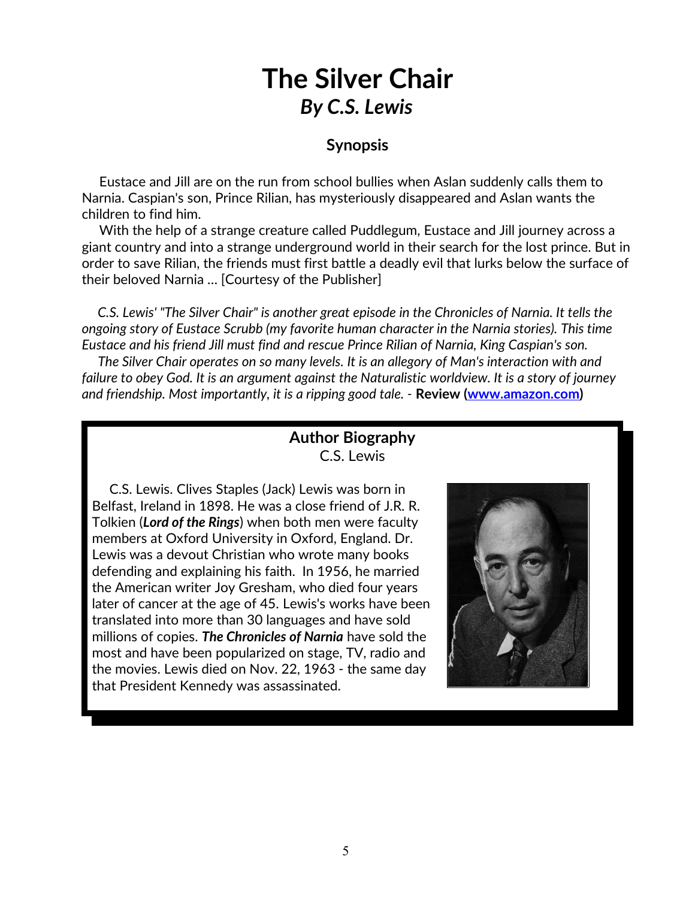# The Silver Chair
## *By C.S. Lewis*

### Synopsis

Eustace and Jill are on the run from school bullies when Aslan suddenly calls them to Narnia. Caspian's son, Prince Rilian, has mysteriously disappeared and Aslan wants the children to find him.

With the help of a strange creature called Puddlegum, Eustace and Jill journey across a giant country and into a strange underground world in their search for the lost prince. But in order to save Rilian, the friends must first battle a deadly evil that lurks below the surface of their beloved Narnia ... [Courtesy of the Publisher]

*C.S. Lewis' "The Silver Chair" is another great episode in the Chronicles of Narnia. It tells the ongoing story of Eustace Scrubb (my favorite human character in the Narnia stories). This time Eustace and his friend Jill must find and rescue Prince Rilian of Narnia, King Caspian's son.*

*The Silver Chair operates on so many levels. It is an allegory of Man's interaction with and failure to obey God. It is an argument against the Naturalistic worldview. It is a story of journey and friendship. Most importantly, it is a ripping good tale.* - **Review (www.amazon.com)**

### Author Biography
C.S. Lewis

C.S. Lewis. Clives Staples (Jack) Lewis was born in Belfast, Ireland in 1898. He was a close friend of J.R. R. Tolkien (***Lord of the Rings***) when both men were faculty members at Oxford University in Oxford, England. Dr. Lewis was a devout Christian who wrote many books defending and explaining his faith. In 1956, he married the American writer Joy Gresham, who died four years later of cancer at the age of 45. Lewis's works have been translated into more than 30 languages and have sold millions of copies. ***The Chronicles of Narnia*** have sold the most and have been popularized on stage, TV, radio and the movies. Lewis died on Nov. 22, 1963 - the same day that President Kennedy was assassinated.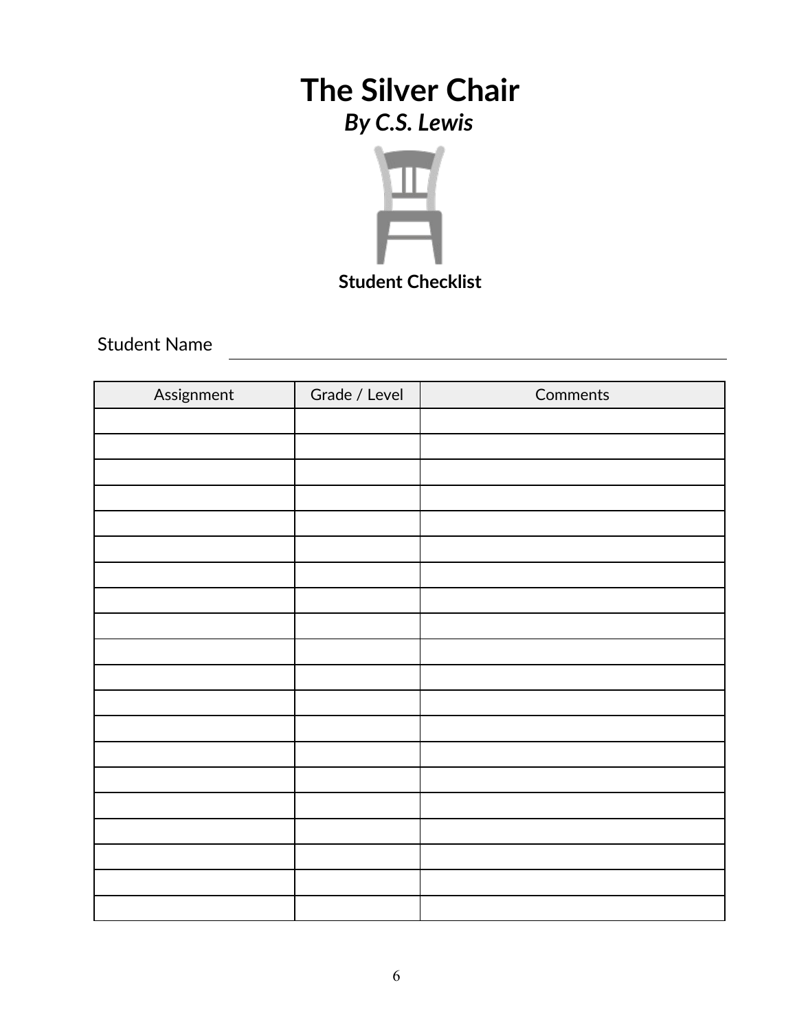# The Silver Chair

***By C.S. Lewis***

**Student Checklist**

Student Name ______________________________

| Assignment | Grade / Level | Comments |
|---|---|---|
| | | |
| | | |
| | | |
| | | |
| | | |
| | | |
| | | |
| | | |
| | | |
| | | |
| | | |
| | | |
| | | |
| | | |
| | | |
| | | |
| | | |
| | | |
| | | |
| | | |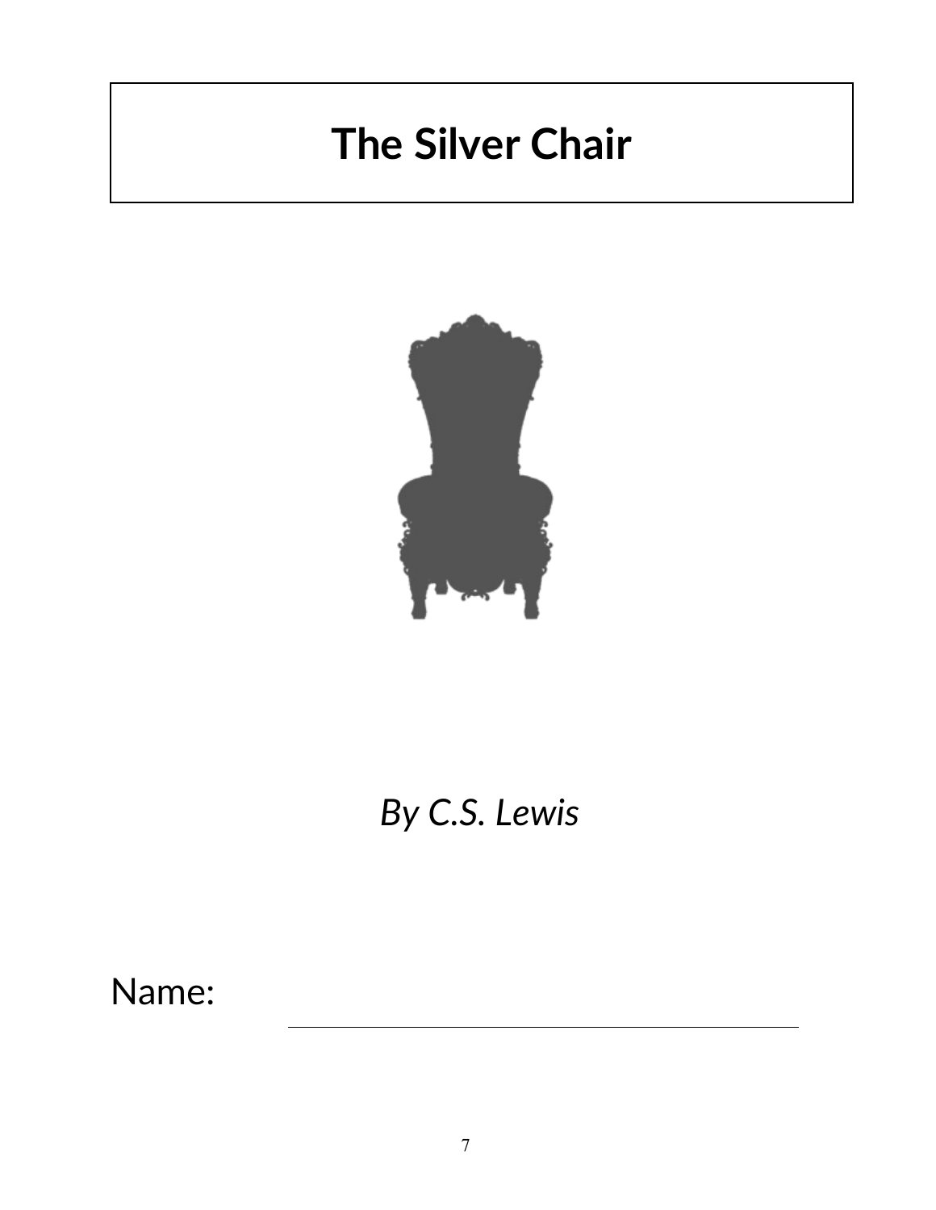# The Silver Chair

*By C.S. Lewis*

Name: ______________________________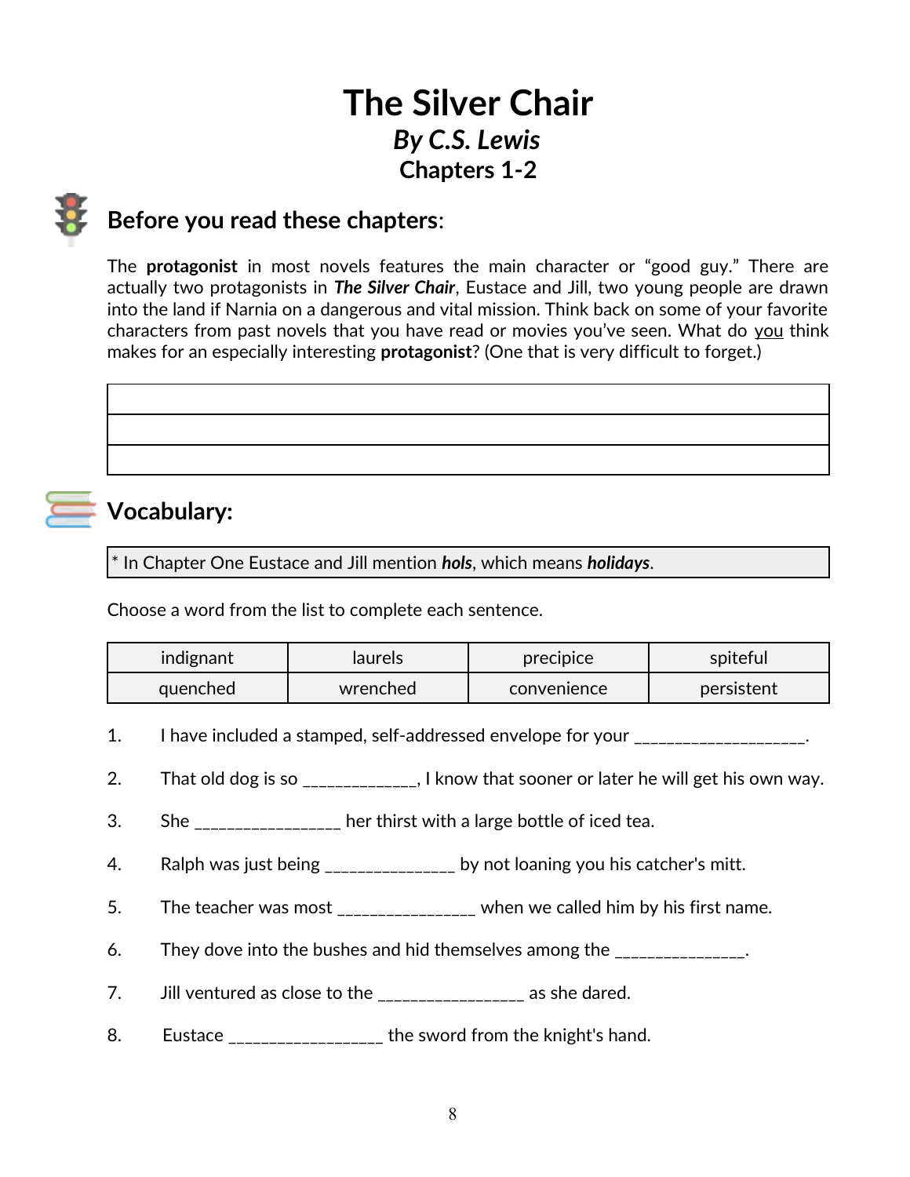# The Silver Chair

## *By C.S. Lewis*

## Chapters 1-2

## Before you read these chapters:

The **protagonist** in most novels features the main character or "good guy." There are actually two protagonists in ***The Silver Chair***, Eustace and Jill, two young people are drawn into the land if Narnia on a dangerous and vital mission. Think back on some of your favorite characters from past novels that you have read or movies you've seen. What do you think makes for an especially interesting **protagonist**? (One that is very difficult to forget.)

| |
|---|
| |
| |
| |

## Vocabulary:

| * In Chapter One Eustace and Jill mention ***hols***, which means ***holidays***. |
|---|

Choose a word from the list to complete each sentence.

| indignant | laurels | precipice | spiteful |
|---|---|---|---|
| quenched | wrenched | convenience | persistent |

1. I have included a stamped, self-addressed envelope for your ___________________.

2. That old dog is so _____________, I know that sooner or later he will get his own way.

3. She ________________ her thirst with a large bottle of iced tea.

4. Ralph was just being ______________ by not loaning you his catcher's mitt.

5. The teacher was most _______________ when we called him by his first name.

6. They dove into the bushes and hid themselves among the ______________.

7. Jill ventured as close to the ________________ as she dared.

8. Eustace _________________ the sword from the knight's hand.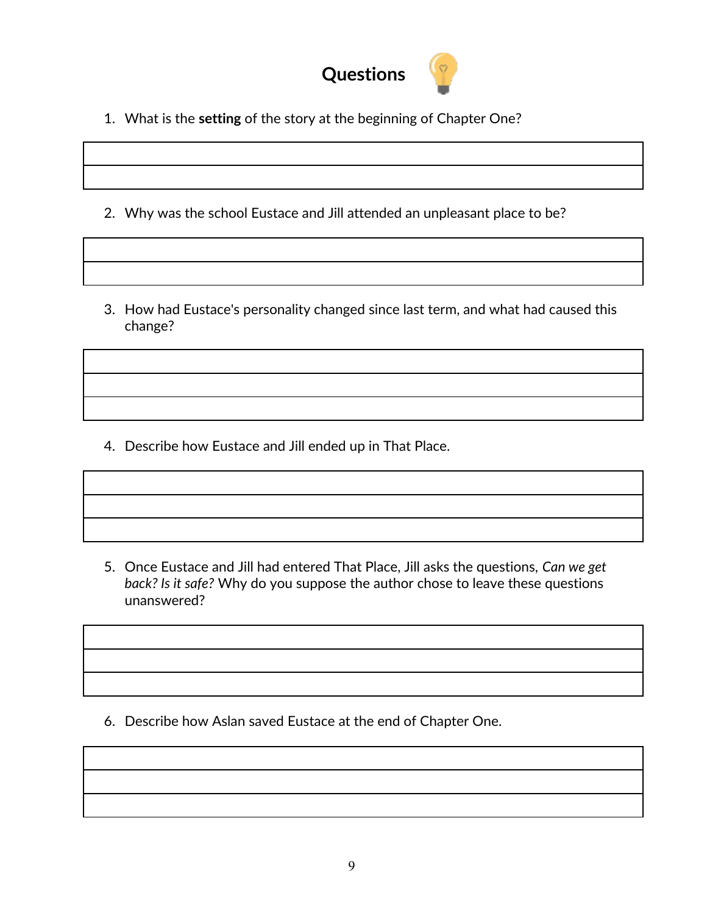# Questions

1. What is the **setting** of the story at the beginning of Chapter One?

2. Why was the school Eustace and Jill attended an unpleasant place to be?

3. How had Eustace's personality changed since last term, and what had caused this change?

4. Describe how Eustace and Jill ended up in That Place.

5. Once Eustace and Jill had entered That Place, Jill asks the questions, *Can we get back? Is it safe?* Why do you suppose the author chose to leave these questions unanswered?

6. Describe how Aslan saved Eustace at the end of Chapter One.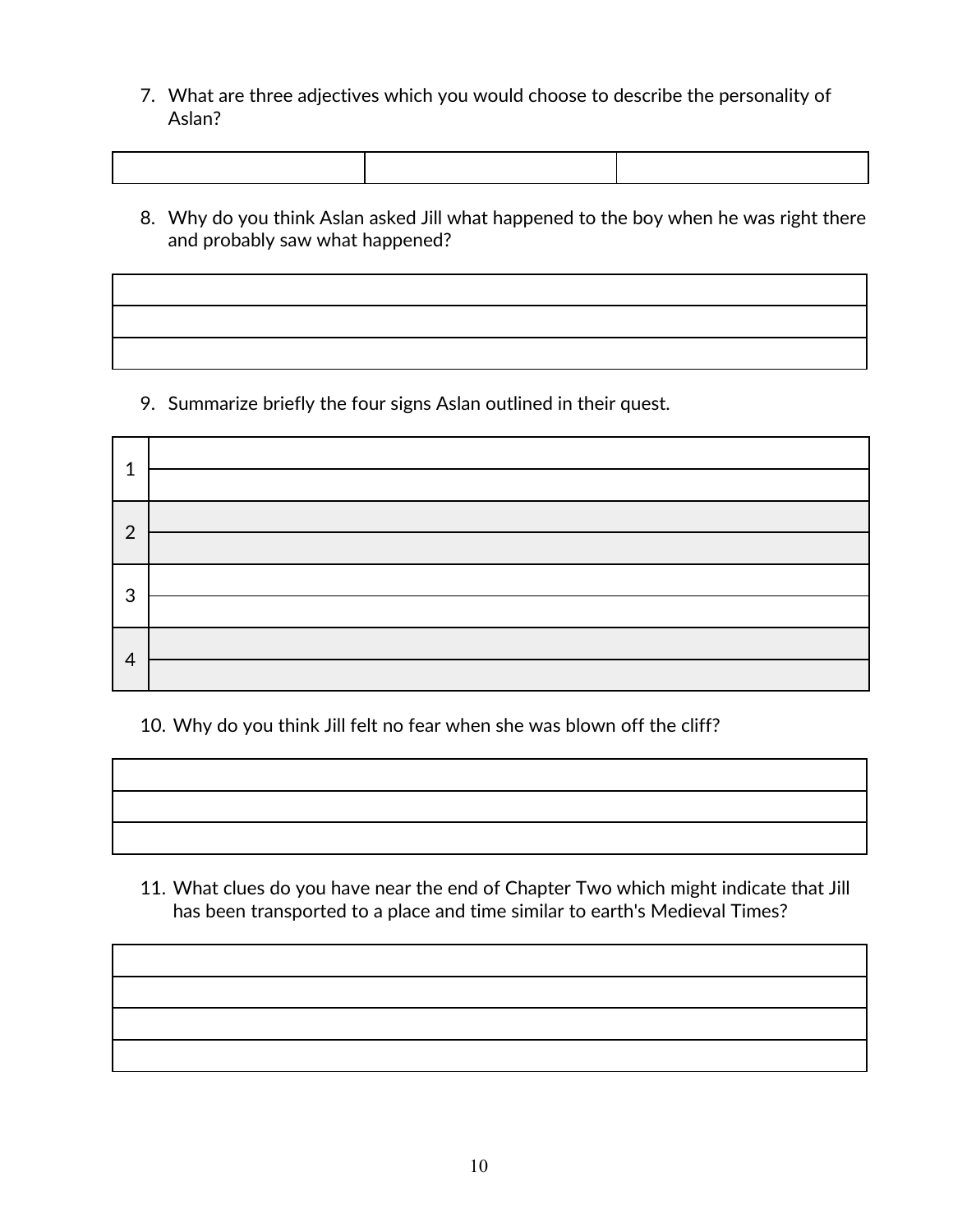7. What are three adjectives which you would choose to describe the personality of Aslan?

| | | |
|---|---|---|
| | | |

8. Why do you think Aslan asked Jill what happened to the boy when he was right there and probably saw what happened?

| |
|---|
| |
| |
| |

9. Summarize briefly the four signs Aslan outlined in their quest.

| | |
|---|---|
| 1 | |
| | |
| 2 | |
| | |
| 3 | |
| | |
| 4 | |
| | |

10. Why do you think Jill felt no fear when she was blown off the cliff?

| |
|---|
| |
| |
| |

11. What clues do you have near the end of Chapter Two which might indicate that Jill has been transported to a place and time similar to earth's Medieval Times?

| |
|---|
| |
| |
| |
| |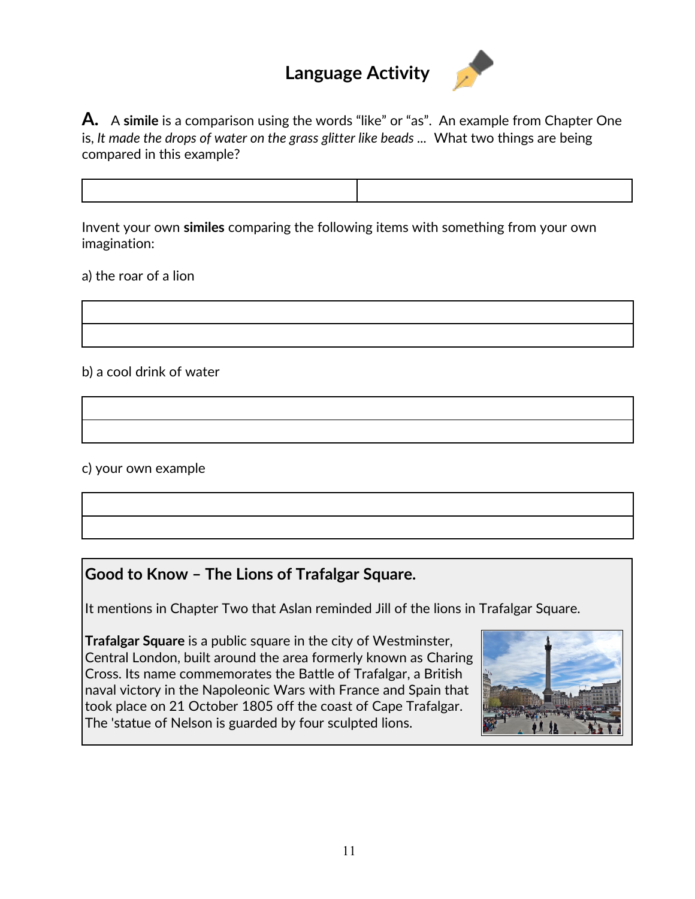# Language Activity

**A.** A **simile** is a comparison using the words "like" or "as". An example from Chapter One is, *It made the drops of water on the grass glitter like beads ...* What two things are being compared in this example?

| | |
|---|---|
| | |

Invent your own **similes** comparing the following items with something from your own imagination:

a) the roar of a lion

| |
|---|
| |
| |

b) a cool drink of water

| |
|---|
| |
| |

c) your own example

| |
|---|
| |
| |

## Good to Know – The Lions of Trafalgar Square.

It mentions in Chapter Two that Aslan reminded Jill of the lions in Trafalgar Square.

**Trafalgar Square** is a public square in the city of Westminster, Central London, built around the area formerly known as Charing Cross. Its name commemorates the Battle of Trafalgar, a British naval victory in the Napoleonic Wars with France and Spain that took place on 21 October 1805 off the coast of Cape Trafalgar. The 'statue of Nelson is guarded by four sculpted lions.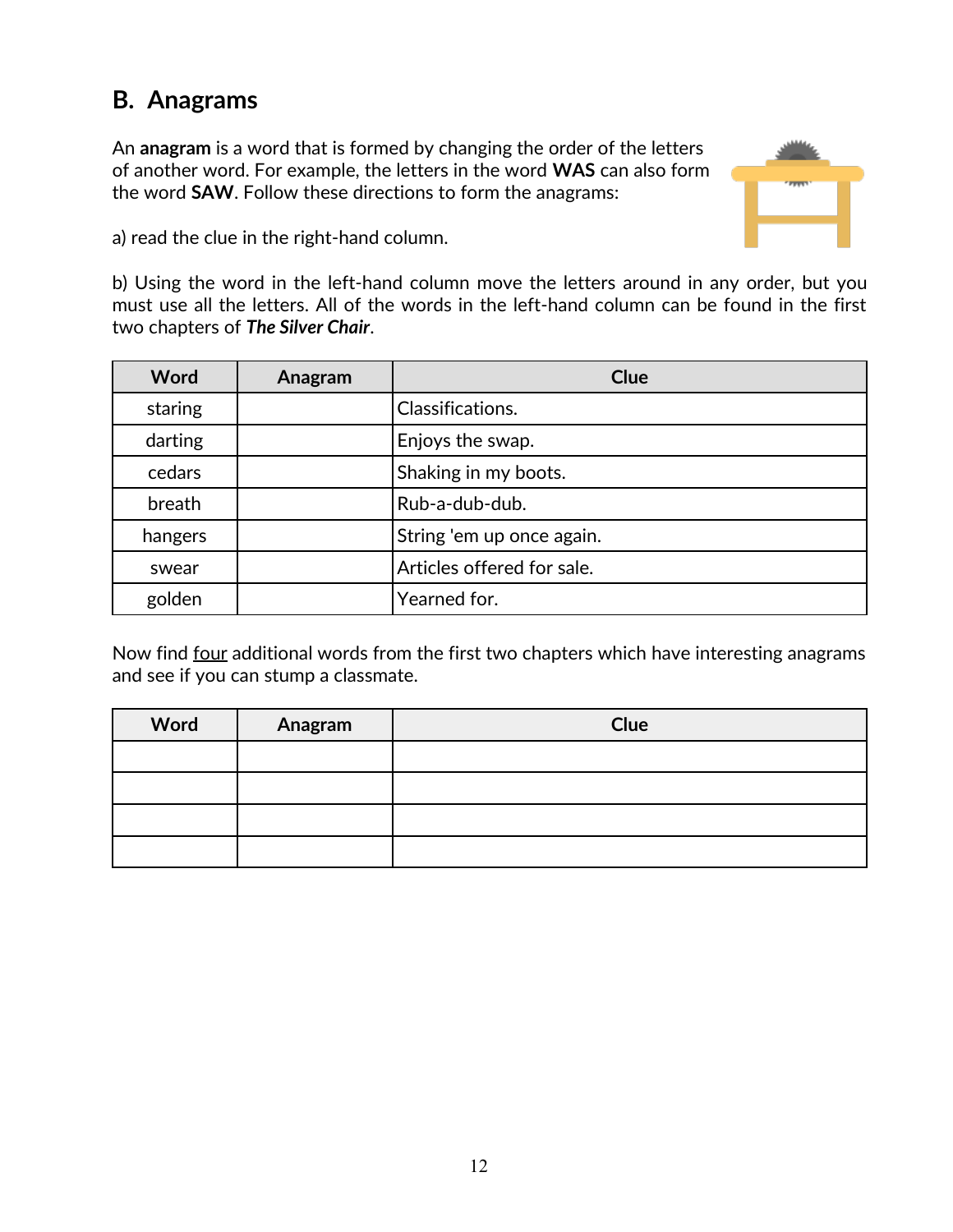## B. Anagrams

An **anagram** is a word that is formed by changing the order of the letters of another word. For example, the letters in the word **WAS** can also form the word **SAW**. Follow these directions to form the anagrams:

a) read the clue in the right-hand column.

b) Using the word in the left-hand column move the letters around in any order, but you must use all the letters. All of the words in the left-hand column can be found in the first two chapters of ***The Silver Chair***.

| Word | Anagram | Clue |
|---|---|---|
| staring | | Classifications. |
| darting | | Enjoys the swap. |
| cedars | | Shaking in my boots. |
| breath | | Rub-a-dub-dub. |
| hangers | | String 'em up once again. |
| swear | | Articles offered for sale. |
| golden | | Yearned for. |

Now find <u>four</u> additional words from the first two chapters which have interesting anagrams and see if you can stump a classmate.

| Word | Anagram | Clue |
|---|---|---|
| | | |
| | | |
| | | |
| | | |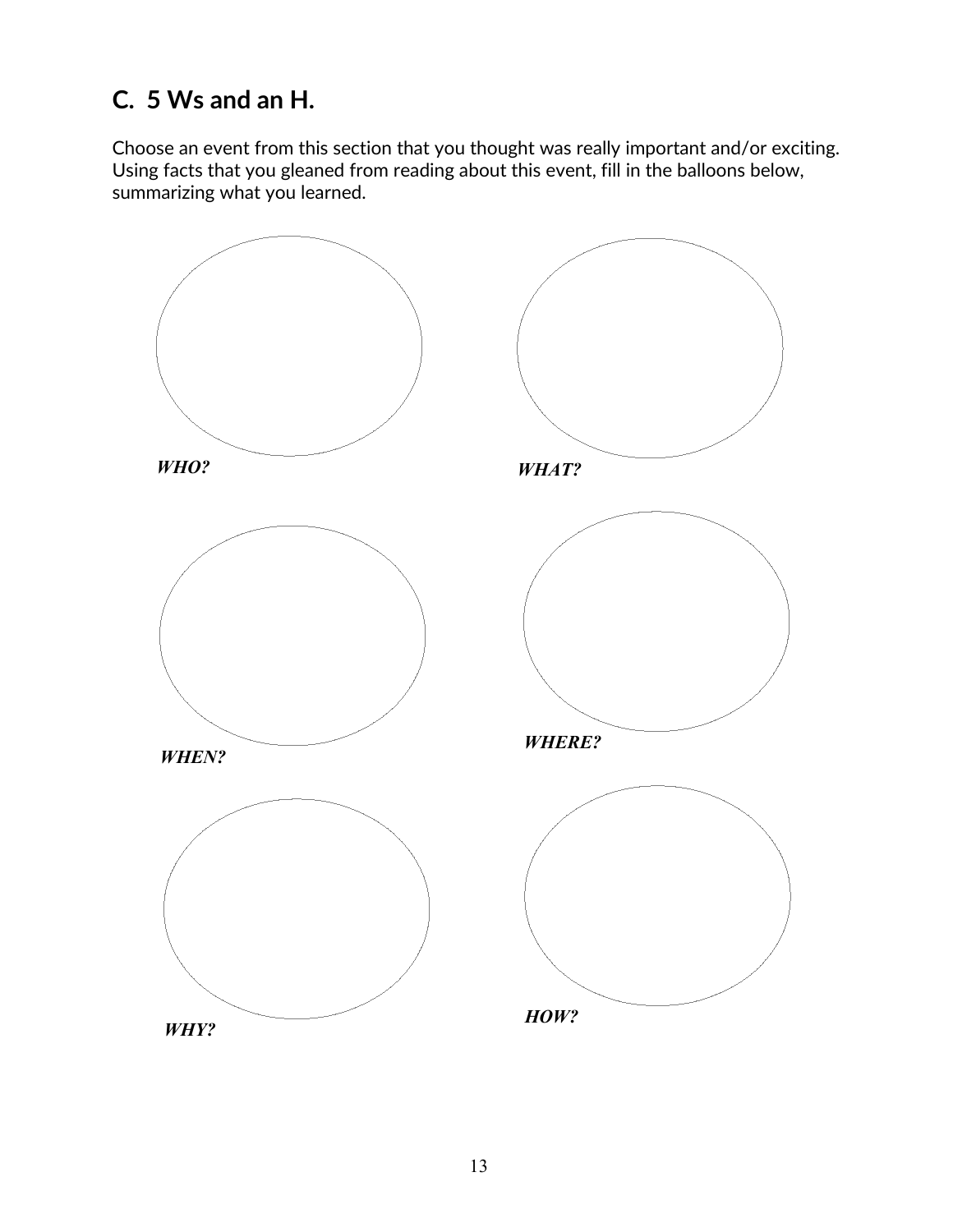## C. 5 Ws and an H.

Choose an event from this section that you thought was really important and/or exciting. Using facts that you gleaned from reading about this event, fill in the balloons below, summarizing what you learned.

***WHO?***

***WHAT?***

***WHEN?***

***WHERE?***

***WHY?***

***HOW?***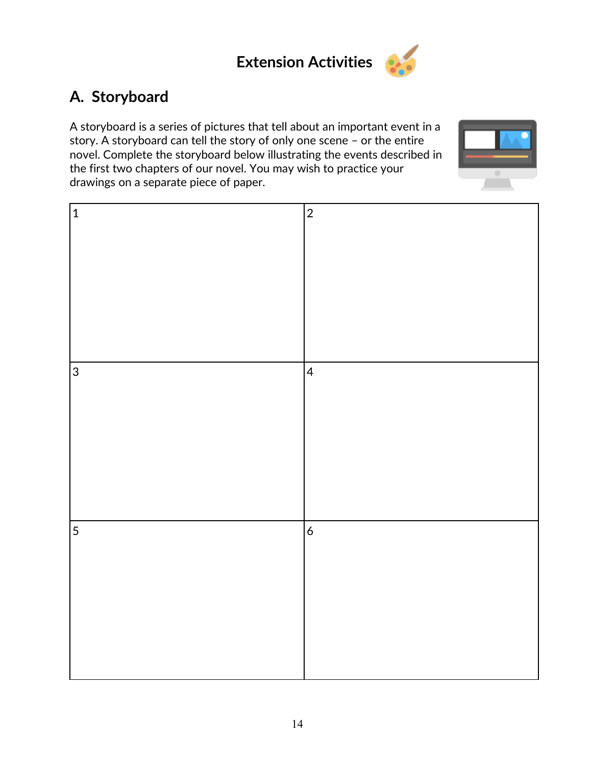# Extension Activities

## A. Storyboard

A storyboard is a series of pictures that tell about an important event in a story. A storyboard can tell the story of only one scene – or the entire novel. Complete the storyboard below illustrating the events described in the first two chapters of our novel. You may wish to practice your drawings on a separate piece of paper.

| 1 | 2 |
|---|---|
| 3 | 4 |
| 5 | 6 |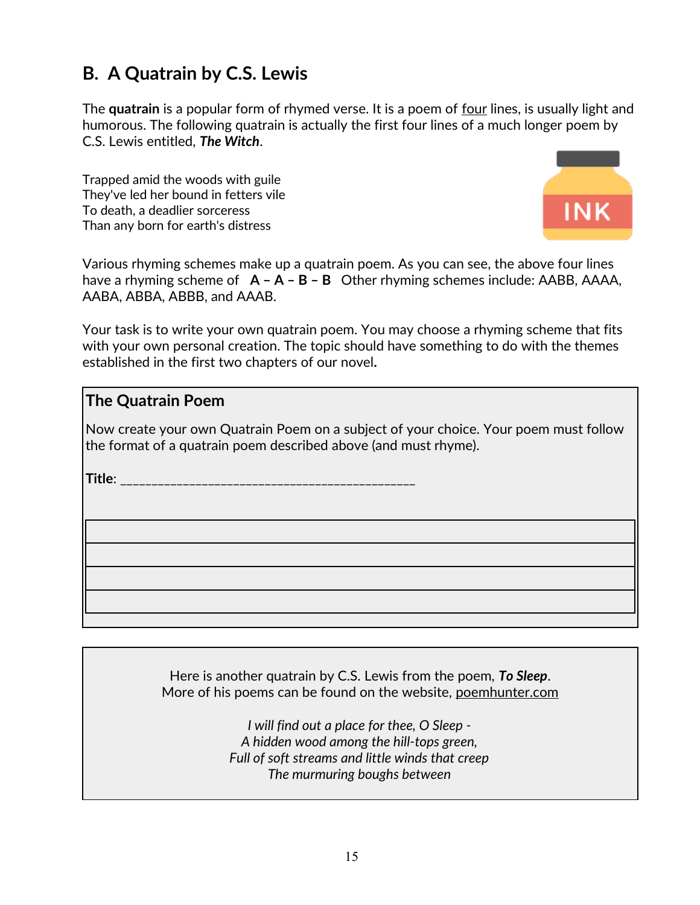## B. A Quatrain by C.S. Lewis

The **quatrain** is a popular form of rhymed verse. It is a poem of four lines, is usually light and humorous. The following quatrain is actually the first four lines of a much longer poem by C.S. Lewis entitled, ***The Witch***.

Trapped amid the woods with guile
They've led her bound in fetters vile
To death, a deadlier sorceress
Than any born for earth's distress

Various rhyming schemes make up a quatrain poem. As you can see, the above four lines have a rhyming scheme of **A – A – B – B** Other rhyming schemes include: AABB, AAAA, AABA, ABBA, ABBB, and AAAB.

Your task is to write your own quatrain poem. You may choose a rhyming scheme that fits with your own personal creation. The topic should have something to do with the themes established in the first two chapters of our novel**.**

### The Quatrain Poem

Now create your own Quatrain Poem on a subject of your choice. Your poem must follow the format of a quatrain poem described above (and must rhyme).

**Title**: ______________________________________________

| |
|---|
| |
| |
| |
| |

Here is another quatrain by C.S. Lewis from the poem, ***To Sleep***.
More of his poems can be found on the website, poemhunter.com

*I will find out a place for thee, O Sleep -*
*A hidden wood among the hill-tops green,*
*Full of soft streams and little winds that creep*
*The murmuring boughs between*